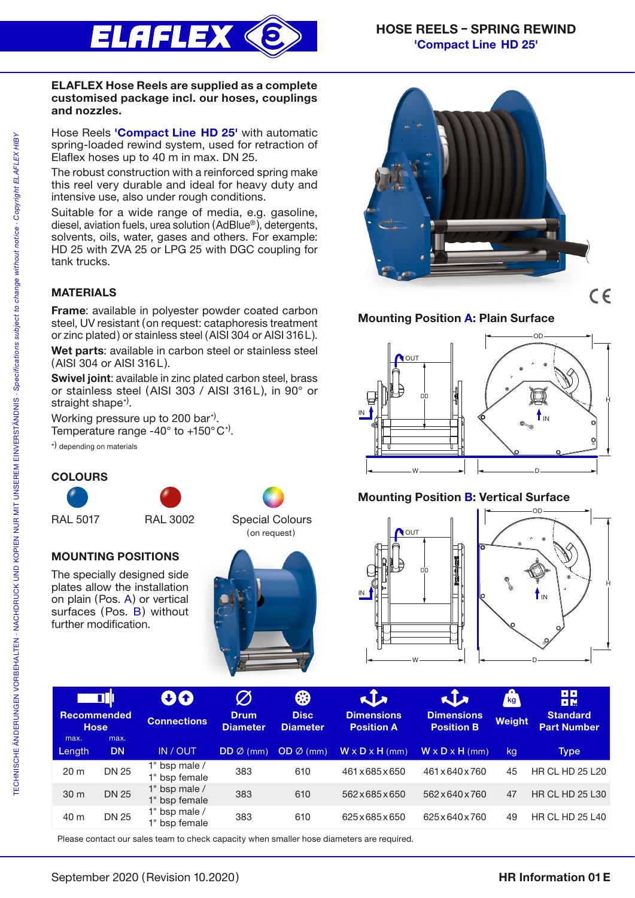# HOSE REELS – SPRING REWIND

## 'Compact Line HD 25'

**ELAFLEX Hose Reels are supplied as a complete customised package incl. our hoses, couplings and nozzles.**

Hose Reels **'Compact Line HD 25'** with automatic spring-loaded rewind system, used for retraction of Elaflex hoses up to 40 m in max. DN 25.

The robust construction with a reinforced spring make this reel very durable and ideal for heavy duty and intensive use, also under rough conditions.

Suitable for a wide range of media, e.g. gasoline, diesel, aviation fuels, urea solution (AdBlue®), detergents, solvents, oils, water, gases and others. For example: HD 25 with ZVA 25 or LPG 25 with DGC coupling for tank trucks.

### MATERIALS

**Frame**: available in polyester powder coated carbon steel, UV resistant (on request: cataphoresis treatment or zinc plated) or stainless steel (AISI 304 or AISI 316 L).

**Wet parts**: available in carbon steel or stainless steel (AISI 304 or AISI 316 L).

**Swivel joint**: available in zinc plated carbon steel, brass or stainless steel (AISI 303 / AISI 316 L), in 90° or straight shape*).

Working pressure up to 200 bar*).
Temperature range -40° to +150° C*).

*) depending on materials

### COLOURS

RAL 5017 | RAL 3002 | Special Colours (on request)

### MOUNTING POSITIONS

The specially designed side plates allow the installation on plain (Pos. A) or vertical surfaces (Pos. B) without further modification.

**Mounting Position A: Plain Surface**

**Mounting Position B: Vertical Surface**

| Recommended Hose max. Length | max. DN | Connections IN / OUT | Drum Diameter DD ∅ (mm) | Disc Diameter OD ∅ (mm) | Dimensions Position A W x D x H (mm) | Dimensions Position B W x D x H (mm) | Weight kg | Standard Part Number Type |
|---|---|---|---|---|---|---|---|---|
| 20 m | DN 25 | 1" bsp male / 1" bsp female | 383 | 610 | 461 x 685 x 650 | 461 x 640 x 760 | 45 | HR CL HD 25 L20 |
| 30 m | DN 25 | 1" bsp male / 1" bsp female | 383 | 610 | 562 x 685 x 650 | 562 x 640 x 760 | 47 | HR CL HD 25 L30 |
| 40 m | DN 25 | 1" bsp male / 1" bsp female | 383 | 610 | 625 x 685 x 650 | 625 x 640 x 760 | 49 | HR CL HD 25 L40 |

Please contact our sales team to check capacity when smaller hose diameters are required.

September 2020 (Revision 10.2020) | **HR Information 01 E**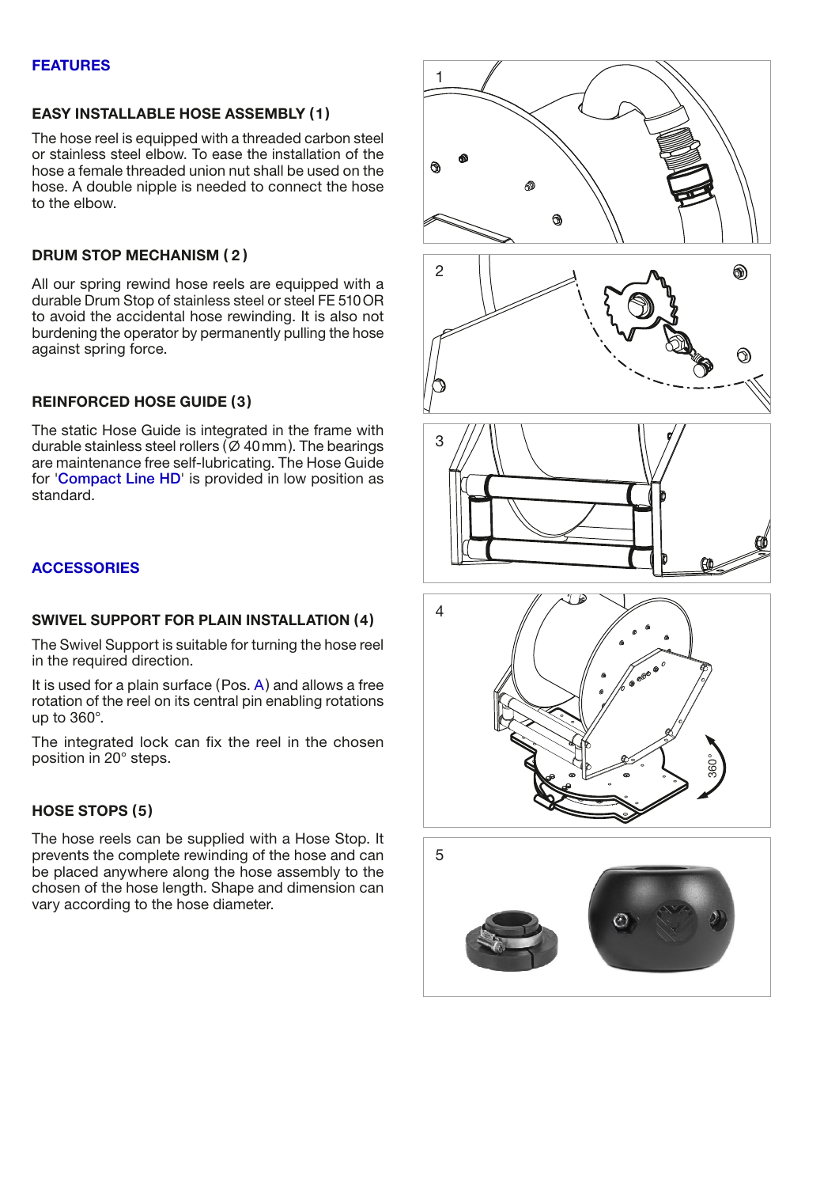## FEATURES

### EASY INSTALLABLE HOSE ASSEMBLY (1)

The hose reel is equipped with a threaded carbon steel or stainless steel elbow. To ease the installation of the hose a female threaded union nut shall be used on the hose. A double nipple is needed to connect the hose to the elbow.

### DRUM STOP MECHANISM (2)

All our spring rewind hose reels are equipped with a durable Drum Stop of stainless steel or steel FE 510 OR to avoid the accidental hose rewinding. It is also not burdening the operator by permanently pulling the hose against spring force.

### REINFORCED HOSE GUIDE (3)

The static Hose Guide is integrated in the frame with durable stainless steel rollers (Ø 40 mm). The bearings are maintenance free self-lubricating. The Hose Guide for 'Compact Line HD' is provided in low position as standard.

## ACCESSORIES

### SWIVEL SUPPORT FOR PLAIN INSTALLATION (4)

The Swivel Support is suitable for turning the hose reel in the required direction.

It is used for a plain surface (Pos. A) and allows a free rotation of the reel on its central pin enabling rotations up to 360°.

The integrated lock can fix the reel in the chosen position in 20° steps.

### HOSE STOPS (5)

The hose reels can be supplied with a Hose Stop. It prevents the complete rewinding of the hose and can be placed anywhere along the hose assembly to the chosen of the hose length. Shape and dimension can vary according to the hose diameter.